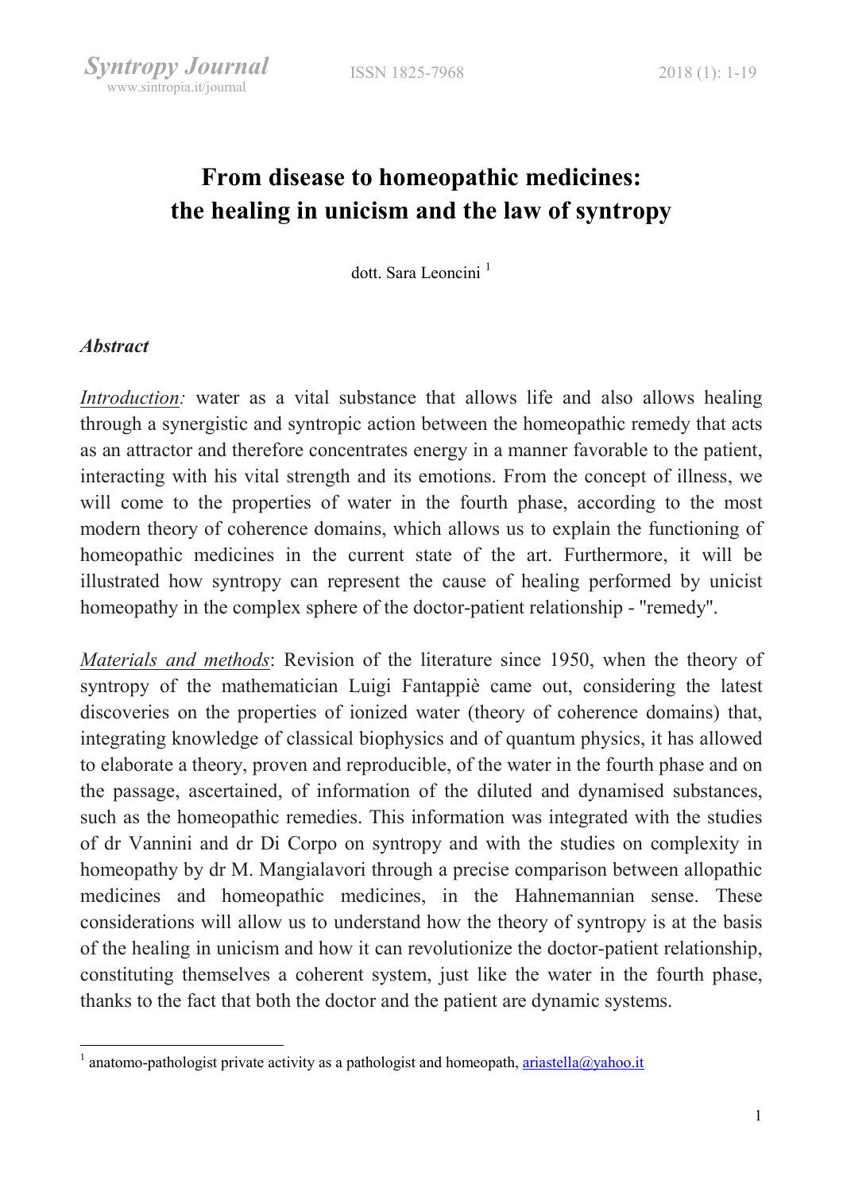# From disease to homeopathic medicines: the healing in unicism and the law of syntropy

dott. Sara Leoncini [1]

### *Abstract*

*Introduction:* water as a vital substance that allows life and also allows healing through a synergistic and syntropic action between the homeopathic remedy that acts as an attractor and therefore concentrates energy in a manner favorable to the patient, interacting with his vital strength and its emotions. From the concept of illness, we will come to the properties of water in the fourth phase, according to the most modern theory of coherence domains, which allows us to explain the functioning of homeopathic medicines in the current state of the art. Furthermore, it will be illustrated how syntropy can represent the cause of healing performed by unicist homeopathy in the complex sphere of the doctor-patient relationship - "remedy".

*Materials and methods*: Revision of the literature since 1950, when the theory of syntropy of the mathematician Luigi Fantappiè came out, considering the latest discoveries on the properties of ionized water (theory of coherence domains) that, integrating knowledge of classical biophysics and of quantum physics, it has allowed to elaborate a theory, proven and reproducible, of the water in the fourth phase and on the passage, ascertained, of information of the diluted and dynamised substances, such as the homeopathic remedies. This information was integrated with the studies of dr Vannini and dr Di Corpo on syntropy and with the studies on complexity in homeopathy by dr M. Mangialavori through a precise comparison between allopathic medicines and homeopathic medicines, in the Hahnemannian sense. These considerations will allow us to understand how the theory of syntropy is at the basis of the healing in unicism and how it can revolutionize the doctor-patient relationship, constituting themselves a coherent system, just like the water in the fourth phase, thanks to the fact that both the doctor and the patient are dynamic systems.

---

[1] anatomo-pathologist private activity as a pathologist and homeopath, ariastella@yahoo.it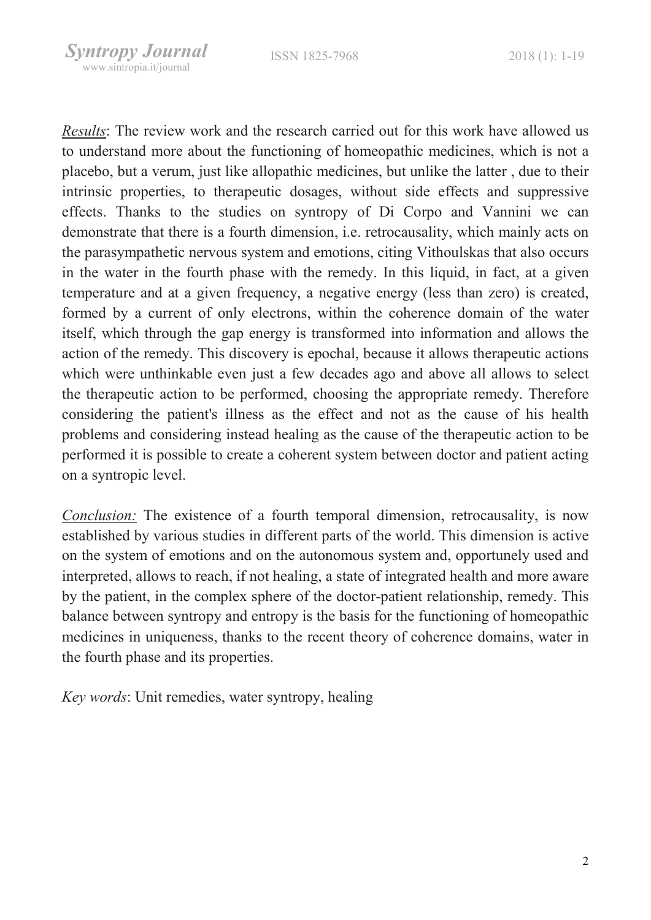*Results*: The review work and the research carried out for this work have allowed us to understand more about the functioning of homeopathic medicines, which is not a placebo, but a verum, just like allopathic medicines, but unlike the latter , due to their intrinsic properties, to therapeutic dosages, without side effects and suppressive effects. Thanks to the studies on syntropy of Di Corpo and Vannini we can demonstrate that there is a fourth dimension, i.e. retrocausality, which mainly acts on the parasympathetic nervous system and emotions, citing Vithoulskas that also occurs in the water in the fourth phase with the remedy. In this liquid, in fact, at a given temperature and at a given frequency, a negative energy (less than zero) is created, formed by a current of only electrons, within the coherence domain of the water itself, which through the gap energy is transformed into information and allows the action of the remedy. This discovery is epochal, because it allows therapeutic actions which were unthinkable even just a few decades ago and above all allows to select the therapeutic action to be performed, choosing the appropriate remedy. Therefore considering the patient's illness as the effect and not as the cause of his health problems and considering instead healing as the cause of the therapeutic action to be performed it is possible to create a coherent system between doctor and patient acting on a syntropic level.

*Conclusion:* The existence of a fourth temporal dimension, retrocausality, is now established by various studies in different parts of the world. This dimension is active on the system of emotions and on the autonomous system and, opportunely used and interpreted, allows to reach, if not healing, a state of integrated health and more aware by the patient, in the complex sphere of the doctor-patient relationship, remedy. This balance between syntropy and entropy is the basis for the functioning of homeopathic medicines in uniqueness, thanks to the recent theory of coherence domains, water in the fourth phase and its properties.

*Key words*: Unit remedies, water syntropy, healing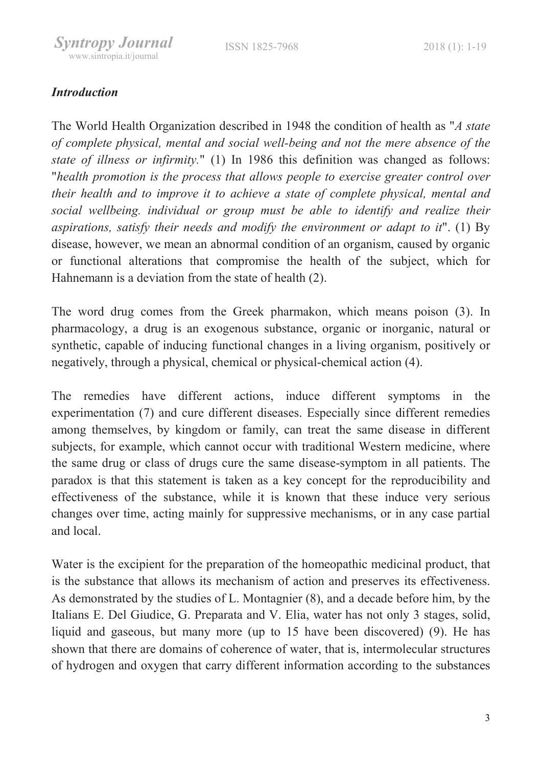### *Introduction*

The World Health Organization described in 1948 the condition of health as "*A state of complete physical, mental and social well-being and not the mere absence of the state of illness or infirmity.*" (1) In 1986 this definition was changed as follows: "*health promotion is the process that allows people to exercise greater control over their health and to improve it to achieve a state of complete physical, mental and social wellbeing. individual or group must be able to identify and realize their aspirations, satisfy their needs and modify the environment or adapt to it*". (1) By disease, however, we mean an abnormal condition of an organism, caused by organic or functional alterations that compromise the health of the subject, which for Hahnemann is a deviation from the state of health (2).

The word drug comes from the Greek pharmakon, which means poison (3). In pharmacology, a drug is an exogenous substance, organic or inorganic, natural or synthetic, capable of inducing functional changes in a living organism, positively or negatively, through a physical, chemical or physical-chemical action (4).

The remedies have different actions, induce different symptoms in the experimentation (7) and cure different diseases. Especially since different remedies among themselves, by kingdom or family, can treat the same disease in different subjects, for example, which cannot occur with traditional Western medicine, where the same drug or class of drugs cure the same disease-symptom in all patients. The paradox is that this statement is taken as a key concept for the reproducibility and effectiveness of the substance, while it is known that these induce very serious changes over time, acting mainly for suppressive mechanisms, or in any case partial and local.

Water is the excipient for the preparation of the homeopathic medicinal product, that is the substance that allows its mechanism of action and preserves its effectiveness. As demonstrated by the studies of L. Montagnier (8), and a decade before him, by the Italians E. Del Giudice, G. Preparata and V. Elia, water has not only 3 stages, solid, liquid and gaseous, but many more (up to 15 have been discovered) (9). He has shown that there are domains of coherence of water, that is, intermolecular structures of hydrogen and oxygen that carry different information according to the substances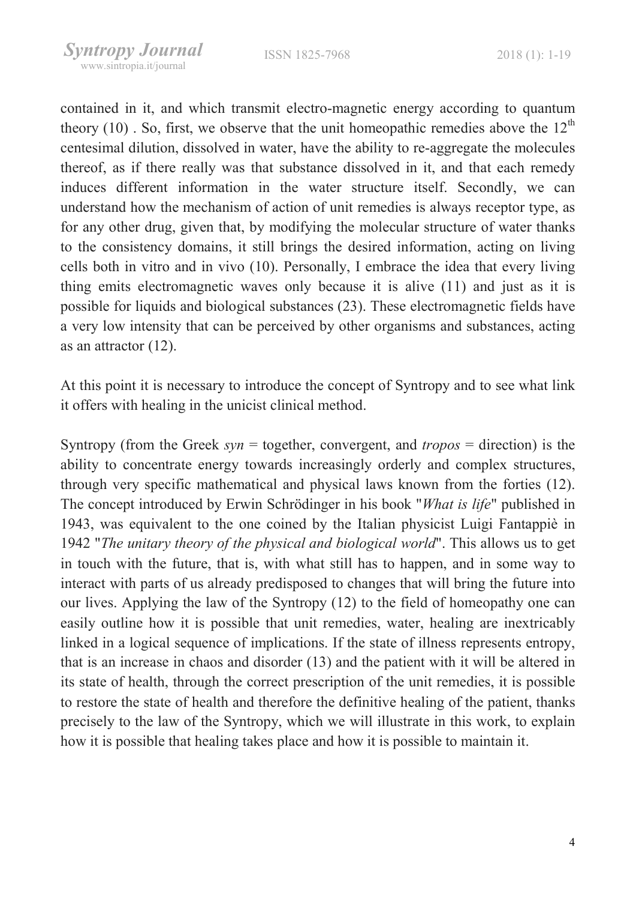contained in it, and which transmit electro-magnetic energy according to quantum theory (10) . So, first, we observe that the unit homeopathic remedies above the $12^{th}$ centesimal dilution, dissolved in water, have the ability to re-aggregate the molecules thereof, as if there really was that substance dissolved in it, and that each remedy induces different information in the water structure itself. Secondly, we can understand how the mechanism of action of unit remedies is always receptor type, as for any other drug, given that, by modifying the molecular structure of water thanks to the consistency domains, it still brings the desired information, acting on living cells both in vitro and in vivo (10). Personally, I embrace the idea that every living thing emits electromagnetic waves only because it is alive (11) and just as it is possible for liquids and biological substances (23). These electromagnetic fields have a very low intensity that can be perceived by other organisms and substances, acting as an attractor (12).

At this point it is necessary to introduce the concept of Syntropy and to see what link it offers with healing in the unicist clinical method.

Syntropy (from the Greek *syn* = together, convergent, and *tropos* = direction) is the ability to concentrate energy towards increasingly orderly and complex structures, through very specific mathematical and physical laws known from the forties (12). The concept introduced by Erwin Schrödinger in his book "*What is life*" published in 1943, was equivalent to the one coined by the Italian physicist Luigi Fantappiè in 1942 "*The unitary theory of the physical and biological world*". This allows us to get in touch with the future, that is, with what still has to happen, and in some way to interact with parts of us already predisposed to changes that will bring the future into our lives. Applying the law of the Syntropy (12) to the field of homeopathy one can easily outline how it is possible that unit remedies, water, healing are inextricably linked in a logical sequence of implications. If the state of illness represents entropy, that is an increase in chaos and disorder (13) and the patient with it will be altered in its state of health, through the correct prescription of the unit remedies, it is possible to restore the state of health and therefore the definitive healing of the patient, thanks precisely to the law of the Syntropy, which we will illustrate in this work, to explain how it is possible that healing takes place and how it is possible to maintain it.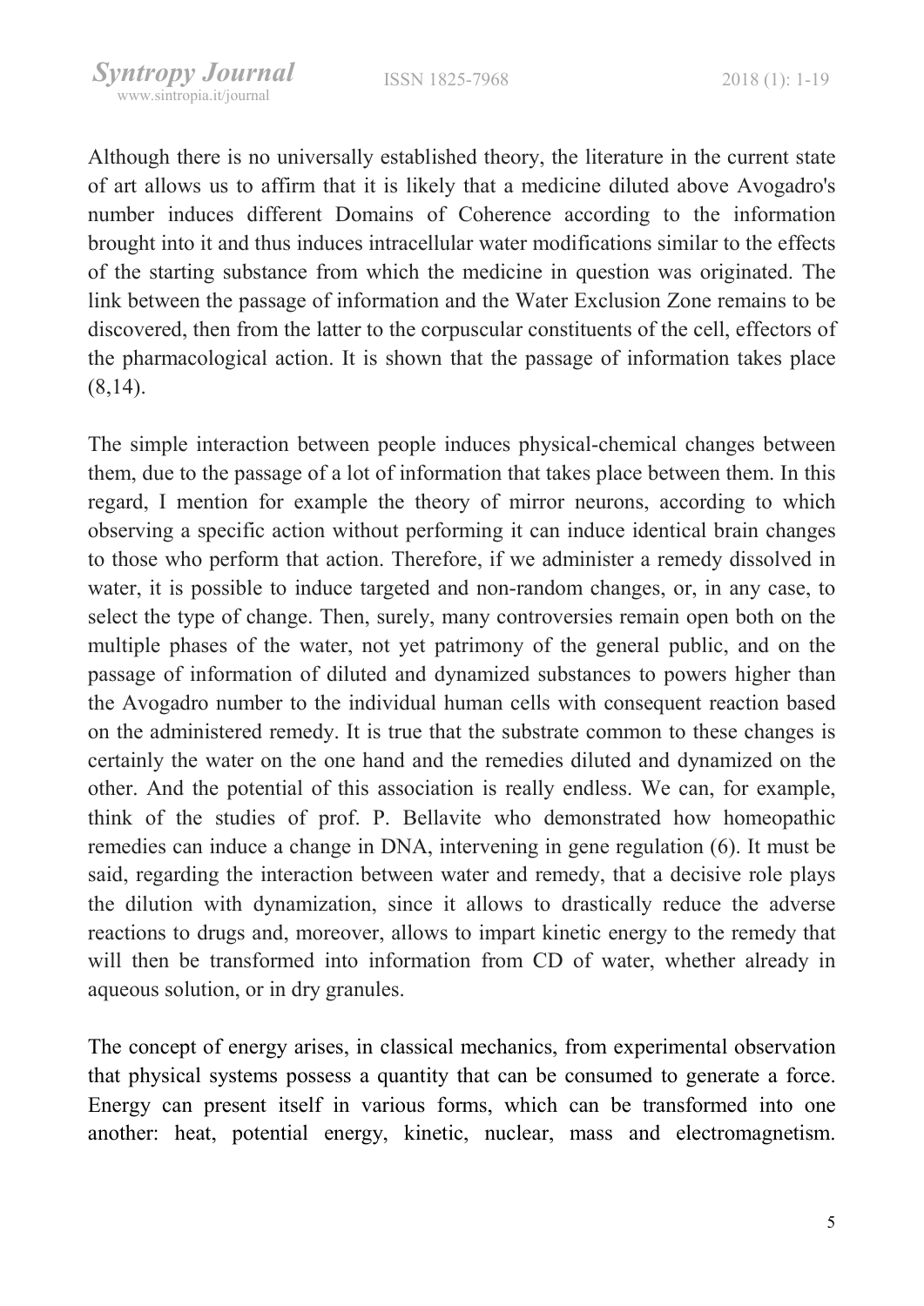Although there is no universally established theory, the literature in the current state of art allows us to affirm that it is likely that a medicine diluted above Avogadro's number induces different Domains of Coherence according to the information brought into it and thus induces intracellular water modifications similar to the effects of the starting substance from which the medicine in question was originated. The link between the passage of information and the Water Exclusion Zone remains to be discovered, then from the latter to the corpuscular constituents of the cell, effectors of the pharmacological action. It is shown that the passage of information takes place (8,14).

The simple interaction between people induces physical-chemical changes between them, due to the passage of a lot of information that takes place between them. In this regard, I mention for example the theory of mirror neurons, according to which observing a specific action without performing it can induce identical brain changes to those who perform that action. Therefore, if we administer a remedy dissolved in water, it is possible to induce targeted and non-random changes, or, in any case, to select the type of change. Then, surely, many controversies remain open both on the multiple phases of the water, not yet patrimony of the general public, and on the passage of information of diluted and dynamized substances to powers higher than the Avogadro number to the individual human cells with consequent reaction based on the administered remedy. It is true that the substrate common to these changes is certainly the water on the one hand and the remedies diluted and dynamized on the other. And the potential of this association is really endless. We can, for example, think of the studies of prof. P. Bellavite who demonstrated how homeopathic remedies can induce a change in DNA, intervening in gene regulation (6). It must be said, regarding the interaction between water and remedy, that a decisive role plays the dilution with dynamization, since it allows to drastically reduce the adverse reactions to drugs and, moreover, allows to impart kinetic energy to the remedy that will then be transformed into information from CD of water, whether already in aqueous solution, or in dry granules.

The concept of energy arises, in classical mechanics, from experimental observation that physical systems possess a quantity that can be consumed to generate a force. Energy can present itself in various forms, which can be transformed into one another: heat, potential energy, kinetic, nuclear, mass and electromagnetism.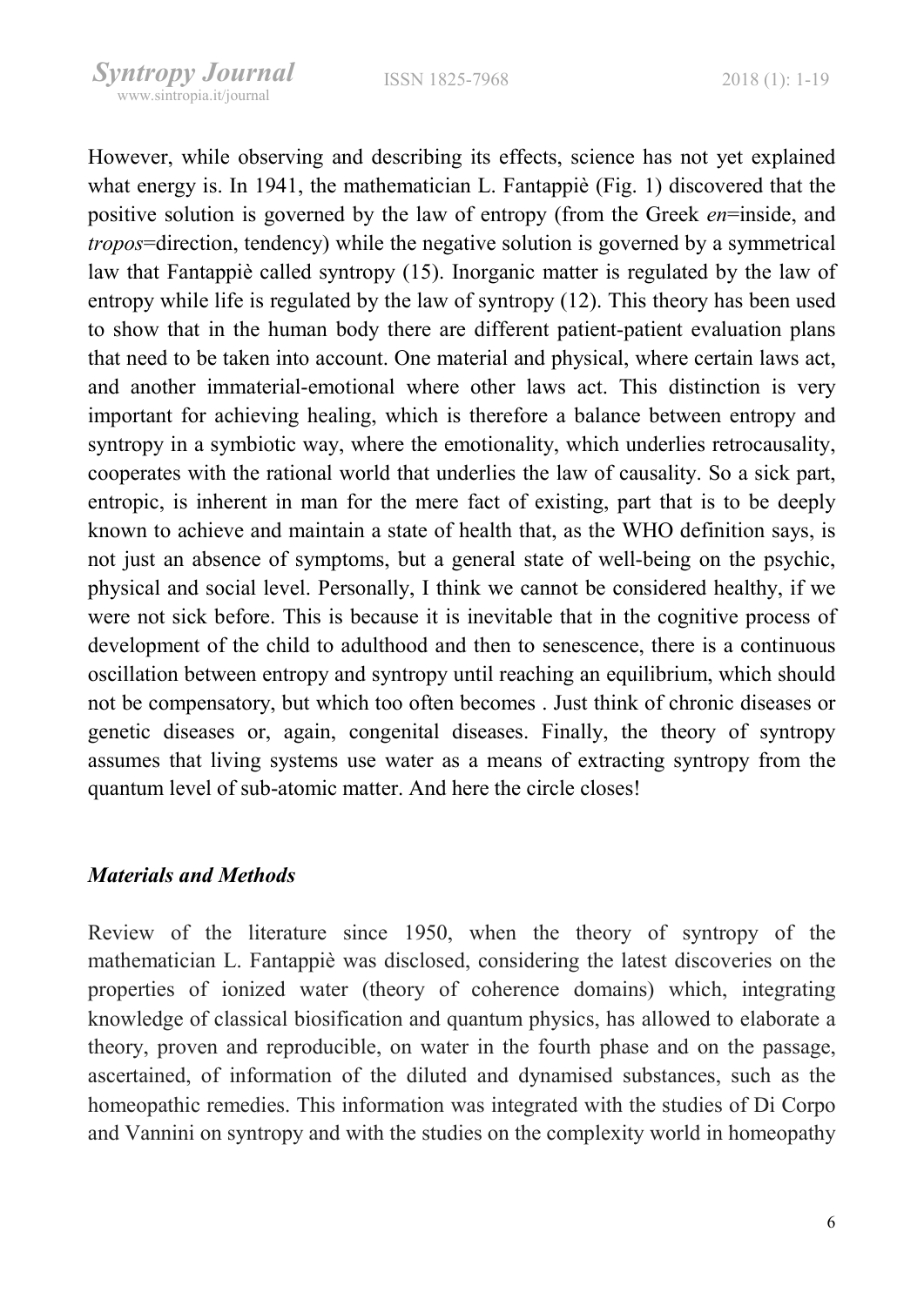However, while observing and describing its effects, science has not yet explained what energy is. In 1941, the mathematician L. Fantappiè (Fig. 1) discovered that the positive solution is governed by the law of entropy (from the Greek *en*=inside, and *tropos*=direction, tendency) while the negative solution is governed by a symmetrical law that Fantappiè called syntropy (15). Inorganic matter is regulated by the law of entropy while life is regulated by the law of syntropy (12). This theory has been used to show that in the human body there are different patient-patient evaluation plans that need to be taken into account. One material and physical, where certain laws act, and another immaterial-emotional where other laws act. This distinction is very important for achieving healing, which is therefore a balance between entropy and syntropy in a symbiotic way, where the emotionality, which underlies retrocausality, cooperates with the rational world that underlies the law of causality. So a sick part, entropic, is inherent in man for the mere fact of existing, part that is to be deeply known to achieve and maintain a state of health that, as the WHO definition says, is not just an absence of symptoms, but a general state of well-being on the psychic, physical and social level. Personally, I think we cannot be considered healthy, if we were not sick before. This is because it is inevitable that in the cognitive process of development of the child to adulthood and then to senescence, there is a continuous oscillation between entropy and syntropy until reaching an equilibrium, which should not be compensatory, but which too often becomes . Just think of chronic diseases or genetic diseases or, again, congenital diseases. Finally, the theory of syntropy assumes that living systems use water as a means of extracting syntropy from the quantum level of sub-atomic matter. And here the circle closes!

### *Materials and Methods*

Review of the literature since 1950, when the theory of syntropy of the mathematician L. Fantappiè was disclosed, considering the latest discoveries on the properties of ionized water (theory of coherence domains) which, integrating knowledge of classical biosification and quantum physics, has allowed to elaborate a theory, proven and reproducible, on water in the fourth phase and on the passage, ascertained, of information of the diluted and dynamised substances, such as the homeopathic remedies. This information was integrated with the studies of Di Corpo and Vannini on syntropy and with the studies on the complexity world in homeopathy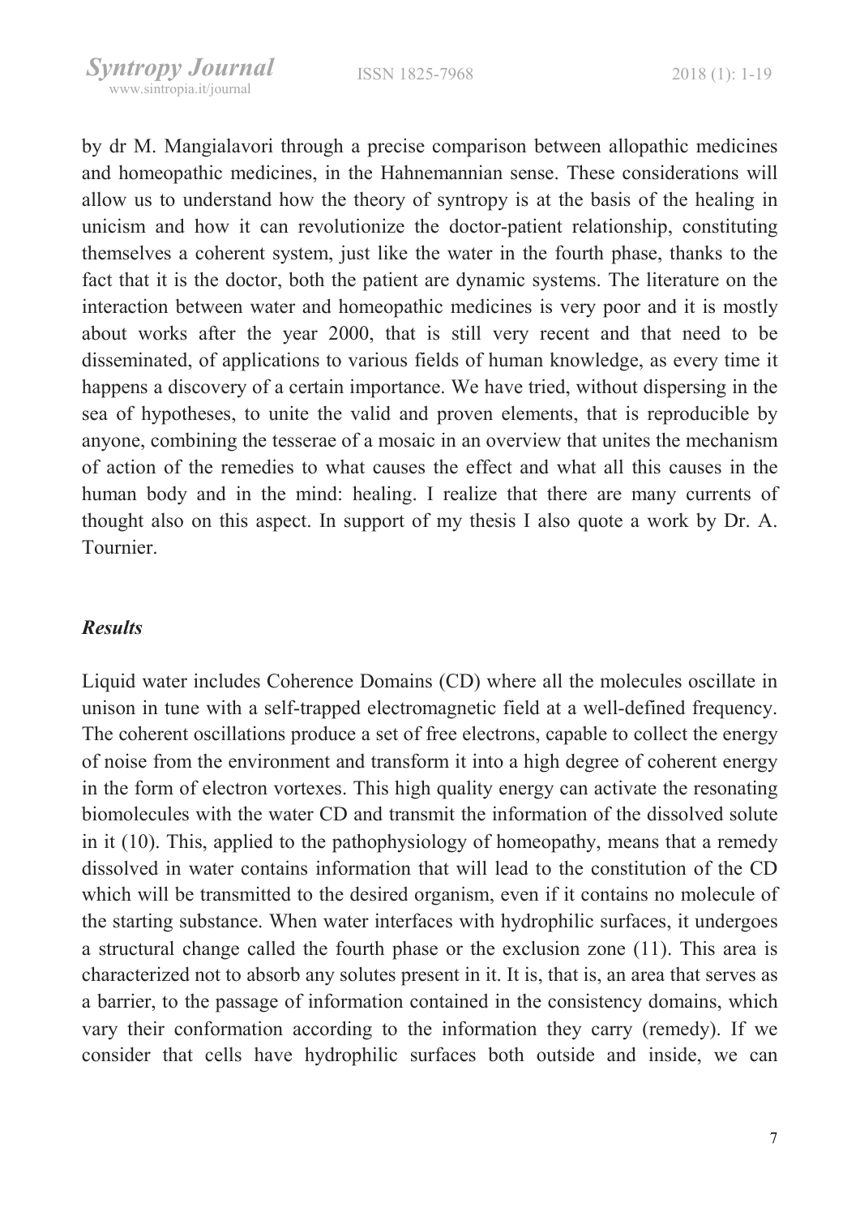by dr M. Mangialavori through a precise comparison between allopathic medicines and homeopathic medicines, in the Hahnemannian sense. These considerations will allow us to understand how the theory of syntropy is at the basis of the healing in unicism and how it can revolutionize the doctor-patient relationship, constituting themselves a coherent system, just like the water in the fourth phase, thanks to the fact that it is the doctor, both the patient are dynamic systems. The literature on the interaction between water and homeopathic medicines is very poor and it is mostly about works after the year 2000, that is still very recent and that need to be disseminated, of applications to various fields of human knowledge, as every time it happens a discovery of a certain importance. We have tried, without dispersing in the sea of hypotheses, to unite the valid and proven elements, that is reproducible by anyone, combining the tesserae of a mosaic in an overview that unites the mechanism of action of the remedies to what causes the effect and what all this causes in the human body and in the mind: healing. I realize that there are many currents of thought also on this aspect. In support of my thesis I also quote a work by Dr. A. Tournier.

### *Results*

Liquid water includes Coherence Domains (CD) where all the molecules oscillate in unison in tune with a self-trapped electromagnetic field at a well-defined frequency. The coherent oscillations produce a set of free electrons, capable to collect the energy of noise from the environment and transform it into a high degree of coherent energy in the form of electron vortexes. This high quality energy can activate the resonating biomolecules with the water CD and transmit the information of the dissolved solute in it (10). This, applied to the pathophysiology of homeopathy, means that a remedy dissolved in water contains information that will lead to the constitution of the CD which will be transmitted to the desired organism, even if it contains no molecule of the starting substance. When water interfaces with hydrophilic surfaces, it undergoes a structural change called the fourth phase or the exclusion zone (11). This area is characterized not to absorb any solutes present in it. It is, that is, an area that serves as a barrier, to the passage of information contained in the consistency domains, which vary their conformation according to the information they carry (remedy). If we consider that cells have hydrophilic surfaces both outside and inside, we can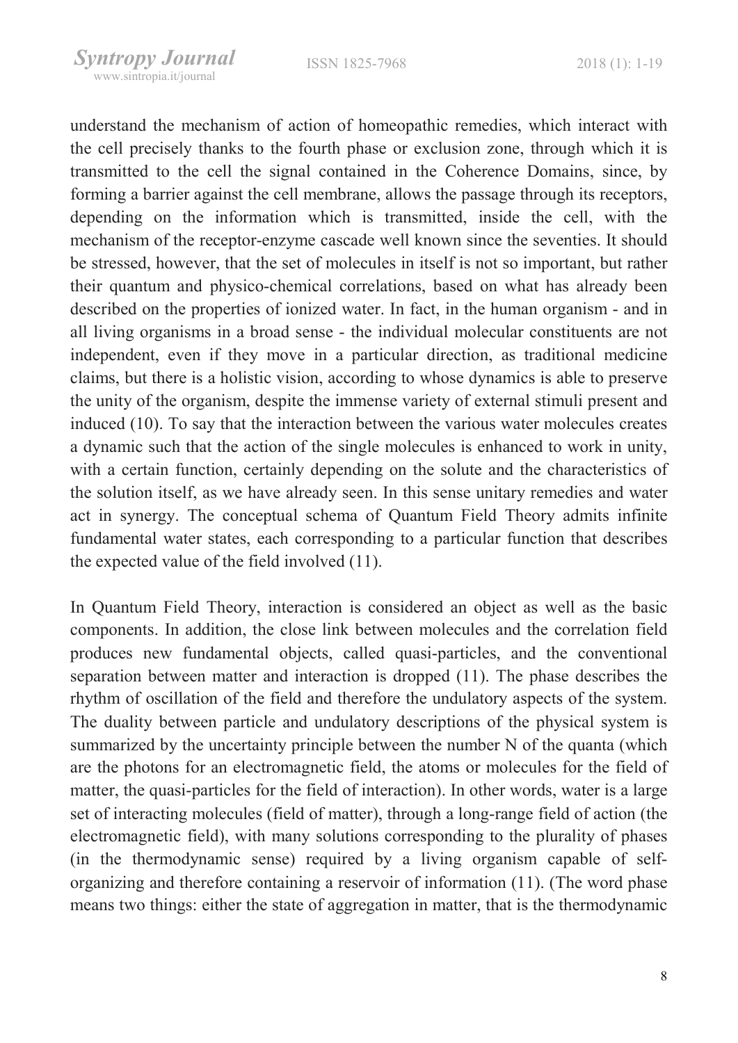understand the mechanism of action of homeopathic remedies, which interact with the cell precisely thanks to the fourth phase or exclusion zone, through which it is transmitted to the cell the signal contained in the Coherence Domains, since, by forming a barrier against the cell membrane, allows the passage through its receptors, depending on the information which is transmitted, inside the cell, with the mechanism of the receptor-enzyme cascade well known since the seventies. It should be stressed, however, that the set of molecules in itself is not so important, but rather their quantum and physico-chemical correlations, based on what has already been described on the properties of ionized water. In fact, in the human organism - and in all living organisms in a broad sense - the individual molecular constituents are not independent, even if they move in a particular direction, as traditional medicine claims, but there is a holistic vision, according to whose dynamics is able to preserve the unity of the organism, despite the immense variety of external stimuli present and induced (10). To say that the interaction between the various water molecules creates a dynamic such that the action of the single molecules is enhanced to work in unity, with a certain function, certainly depending on the solute and the characteristics of the solution itself, as we have already seen. In this sense unitary remedies and water act in synergy. The conceptual schema of Quantum Field Theory admits infinite fundamental water states, each corresponding to a particular function that describes the expected value of the field involved (11).

In Quantum Field Theory, interaction is considered an object as well as the basic components. In addition, the close link between molecules and the correlation field produces new fundamental objects, called quasi-particles, and the conventional separation between matter and interaction is dropped (11). The phase describes the rhythm of oscillation of the field and therefore the undulatory aspects of the system. The duality between particle and undulatory descriptions of the physical system is summarized by the uncertainty principle between the number N of the quanta (which are the photons for an electromagnetic field, the atoms or molecules for the field of matter, the quasi-particles for the field of interaction). In other words, water is a large set of interacting molecules (field of matter), through a long-range field of action (the electromagnetic field), with many solutions corresponding to the plurality of phases (in the thermodynamic sense) required by a living organism capable of self-organizing and therefore containing a reservoir of information (11). (The word phase means two things: either the state of aggregation in matter, that is the thermodynamic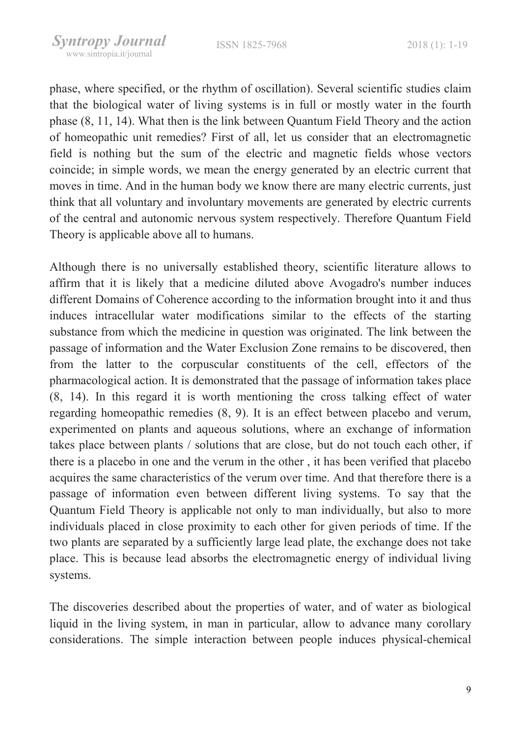phase, where specified, or the rhythm of oscillation). Several scientific studies claim that the biological water of living systems is in full or mostly water in the fourth phase (8, 11, 14). What then is the link between Quantum Field Theory and the action of homeopathic unit remedies? First of all, let us consider that an electromagnetic field is nothing but the sum of the electric and magnetic fields whose vectors coincide; in simple words, we mean the energy generated by an electric current that moves in time. And in the human body we know there are many electric currents, just think that all voluntary and involuntary movements are generated by electric currents of the central and autonomic nervous system respectively. Therefore Quantum Field Theory is applicable above all to humans.

Although there is no universally established theory, scientific literature allows to affirm that it is likely that a medicine diluted above Avogadro's number induces different Domains of Coherence according to the information brought into it and thus induces intracellular water modifications similar to the effects of the starting substance from which the medicine in question was originated. The link between the passage of information and the Water Exclusion Zone remains to be discovered, then from the latter to the corpuscular constituents of the cell, effectors of the pharmacological action. It is demonstrated that the passage of information takes place (8, 14). In this regard it is worth mentioning the cross talking effect of water regarding homeopathic remedies (8, 9). It is an effect between placebo and verum, experimented on plants and aqueous solutions, where an exchange of information takes place between plants / solutions that are close, but do not touch each other, if there is a placebo in one and the verum in the other , it has been verified that placebo acquires the same characteristics of the verum over time. And that therefore there is a passage of information even between different living systems. To say that the Quantum Field Theory is applicable not only to man individually, but also to more individuals placed in close proximity to each other for given periods of time. If the two plants are separated by a sufficiently large lead plate, the exchange does not take place. This is because lead absorbs the electromagnetic energy of individual living systems.

The discoveries described about the properties of water, and of water as biological liquid in the living system, in man in particular, allow to advance many corollary considerations. The simple interaction between people induces physical-chemical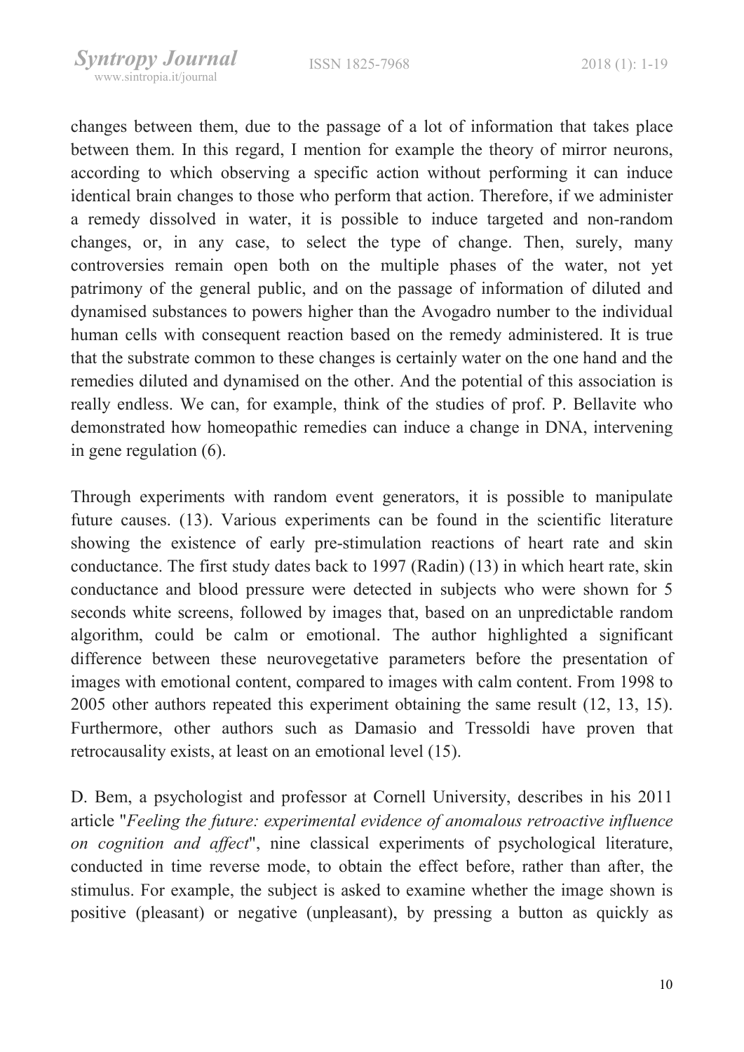changes between them, due to the passage of a lot of information that takes place between them. In this regard, I mention for example the theory of mirror neurons, according to which observing a specific action without performing it can induce identical brain changes to those who perform that action. Therefore, if we administer a remedy dissolved in water, it is possible to induce targeted and non-random changes, or, in any case, to select the type of change. Then, surely, many controversies remain open both on the multiple phases of the water, not yet patrimony of the general public, and on the passage of information of diluted and dynamised substances to powers higher than the Avogadro number to the individual human cells with consequent reaction based on the remedy administered. It is true that the substrate common to these changes is certainly water on the one hand and the remedies diluted and dynamised on the other. And the potential of this association is really endless. We can, for example, think of the studies of prof. P. Bellavite who demonstrated how homeopathic remedies can induce a change in DNA, intervening in gene regulation (6).

Through experiments with random event generators, it is possible to manipulate future causes. (13). Various experiments can be found in the scientific literature showing the existence of early pre-stimulation reactions of heart rate and skin conductance. The first study dates back to 1997 (Radin) (13) in which heart rate, skin conductance and blood pressure were detected in subjects who were shown for 5 seconds white screens, followed by images that, based on an unpredictable random algorithm, could be calm or emotional. The author highlighted a significant difference between these neurovegetative parameters before the presentation of images with emotional content, compared to images with calm content. From 1998 to 2005 other authors repeated this experiment obtaining the same result (12, 13, 15). Furthermore, other authors such as Damasio and Tressoldi have proven that retrocausality exists, at least on an emotional level (15).

D. Bem, a psychologist and professor at Cornell University, describes in his 2011 article "*Feeling the future: experimental evidence of anomalous retroactive influence on cognition and affect*", nine classical experiments of psychological literature, conducted in time reverse mode, to obtain the effect before, rather than after, the stimulus. For example, the subject is asked to examine whether the image shown is positive (pleasant) or negative (unpleasant), by pressing a button as quickly as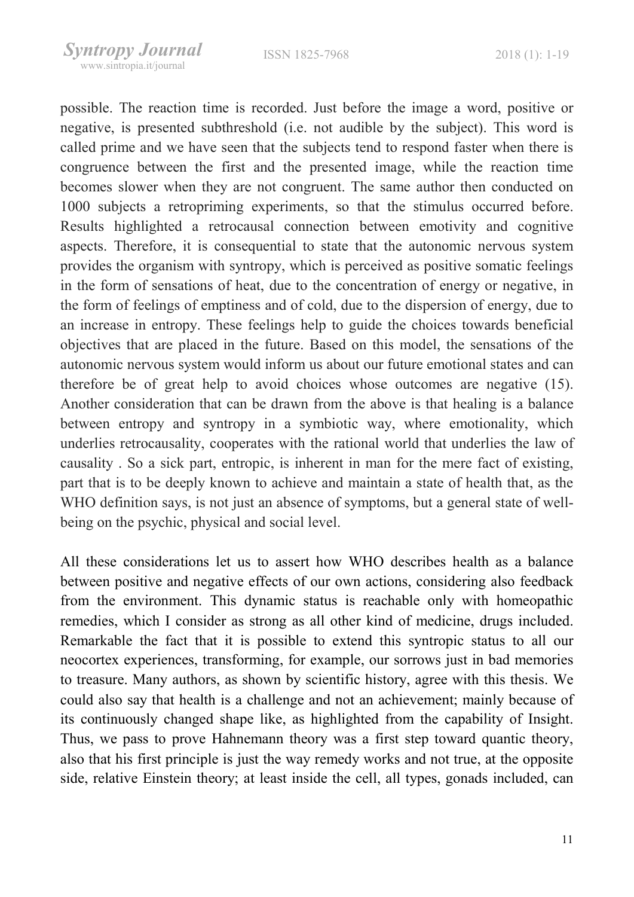possible. The reaction time is recorded. Just before the image a word, positive or negative, is presented subthreshold (i.e. not audible by the subject). This word is called prime and we have seen that the subjects tend to respond faster when there is congruence between the first and the presented image, while the reaction time becomes slower when they are not congruent. The same author then conducted on 1000 subjects a retropriming experiments, so that the stimulus occurred before. Results highlighted a retrocausal connection between emotivity and cognitive aspects. Therefore, it is consequential to state that the autonomic nervous system provides the organism with syntropy, which is perceived as positive somatic feelings in the form of sensations of heat, due to the concentration of energy or negative, in the form of feelings of emptiness and of cold, due to the dispersion of energy, due to an increase in entropy. These feelings help to guide the choices towards beneficial objectives that are placed in the future. Based on this model, the sensations of the autonomic nervous system would inform us about our future emotional states and can therefore be of great help to avoid choices whose outcomes are negative (15). Another consideration that can be drawn from the above is that healing is a balance between entropy and syntropy in a symbiotic way, where emotionality, which underlies retrocausality, cooperates with the rational world that underlies the law of causality . So a sick part, entropic, is inherent in man for the mere fact of existing, part that is to be deeply known to achieve and maintain a state of health that, as the WHO definition says, is not just an absence of symptoms, but a general state of well-being on the psychic, physical and social level.

All these considerations let us to assert how WHO describes health as a balance between positive and negative effects of our own actions, considering also feedback from the environment. This dynamic status is reachable only with homeopathic remedies, which I consider as strong as all other kind of medicine, drugs included. Remarkable the fact that it is possible to extend this syntropic status to all our neocortex experiences, transforming, for example, our sorrows just in bad memories to treasure. Many authors, as shown by scientific history, agree with this thesis. We could also say that health is a challenge and not an achievement; mainly because of its continuously changed shape like, as highlighted from the capability of Insight. Thus, we pass to prove Hahnemann theory was a first step toward quantic theory, also that his first principle is just the way remedy works and not true, at the opposite side, relative Einstein theory; at least inside the cell, all types, gonads included, can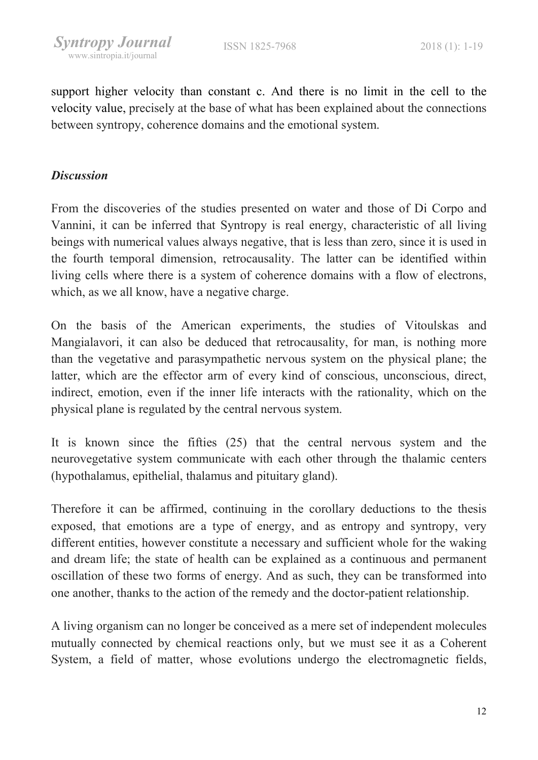support higher velocity than constant c. And there is no limit in the cell to the velocity value, precisely at the base of what has been explained about the connections between syntropy, coherence domains and the emotional system.

### *Discussion*

From the discoveries of the studies presented on water and those of Di Corpo and Vannini, it can be inferred that Syntropy is real energy, characteristic of all living beings with numerical values always negative, that is less than zero, since it is used in the fourth temporal dimension, retrocausality. The latter can be identified within living cells where there is a system of coherence domains with a flow of electrons, which, as we all know, have a negative charge.

On the basis of the American experiments, the studies of Vitoulskas and Mangialavori, it can also be deduced that retrocausality, for man, is nothing more than the vegetative and parasympathetic nervous system on the physical plane; the latter, which are the effector arm of every kind of conscious, unconscious, direct, indirect, emotion, even if the inner life interacts with the rationality, which on the physical plane is regulated by the central nervous system.

It is known since the fifties (25) that the central nervous system and the neurovegetative system communicate with each other through the thalamic centers (hypothalamus, epithelial, thalamus and pituitary gland).

Therefore it can be affirmed, continuing in the corollary deductions to the thesis exposed, that emotions are a type of energy, and as entropy and syntropy, very different entities, however constitute a necessary and sufficient whole for the waking and dream life; the state of health can be explained as a continuous and permanent oscillation of these two forms of energy. And as such, they can be transformed into one another, thanks to the action of the remedy and the doctor-patient relationship.

A living organism can no longer be conceived as a mere set of independent molecules mutually connected by chemical reactions only, but we must see it as a Coherent System, a field of matter, whose evolutions undergo the electromagnetic fields,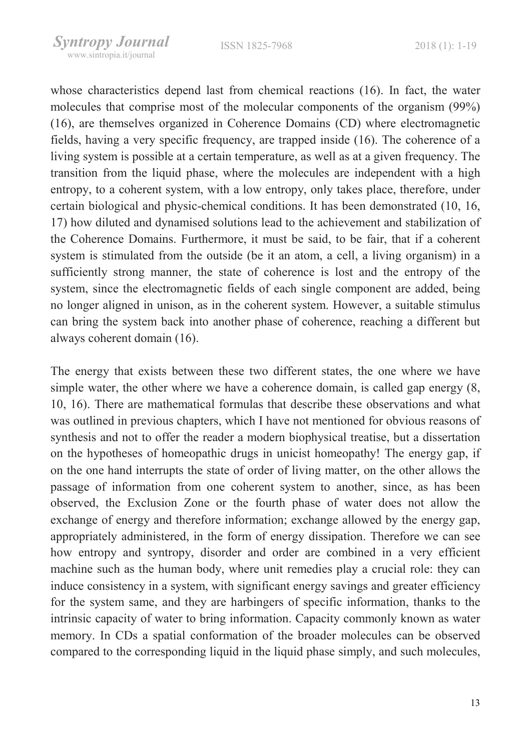whose characteristics depend last from chemical reactions (16). In fact, the water molecules that comprise most of the molecular components of the organism (99%) (16), are themselves organized in Coherence Domains (CD) where electromagnetic fields, having a very specific frequency, are trapped inside (16). The coherence of a living system is possible at a certain temperature, as well as at a given frequency. The transition from the liquid phase, where the molecules are independent with a high entropy, to a coherent system, with a low entropy, only takes place, therefore, under certain biological and physic-chemical conditions. It has been demonstrated (10, 16, 17) how diluted and dynamised solutions lead to the achievement and stabilization of the Coherence Domains. Furthermore, it must be said, to be fair, that if a coherent system is stimulated from the outside (be it an atom, a cell, a living organism) in a sufficiently strong manner, the state of coherence is lost and the entropy of the system, since the electromagnetic fields of each single component are added, being no longer aligned in unison, as in the coherent system. However, a suitable stimulus can bring the system back into another phase of coherence, reaching a different but always coherent domain (16).

The energy that exists between these two different states, the one where we have simple water, the other where we have a coherence domain, is called gap energy (8, 10, 16). There are mathematical formulas that describe these observations and what was outlined in previous chapters, which I have not mentioned for obvious reasons of synthesis and not to offer the reader a modern biophysical treatise, but a dissertation on the hypotheses of homeopathic drugs in unicist homeopathy! The energy gap, if on the one hand interrupts the state of order of living matter, on the other allows the passage of information from one coherent system to another, since, as has been observed, the Exclusion Zone or the fourth phase of water does not allow the exchange of energy and therefore information; exchange allowed by the energy gap, appropriately administered, in the form of energy dissipation. Therefore we can see how entropy and syntropy, disorder and order are combined in a very efficient machine such as the human body, where unit remedies play a crucial role: they can induce consistency in a system, with significant energy savings and greater efficiency for the system same, and they are harbingers of specific information, thanks to the intrinsic capacity of water to bring information. Capacity commonly known as water memory. In CDs a spatial conformation of the broader molecules can be observed compared to the corresponding liquid in the liquid phase simply, and such molecules,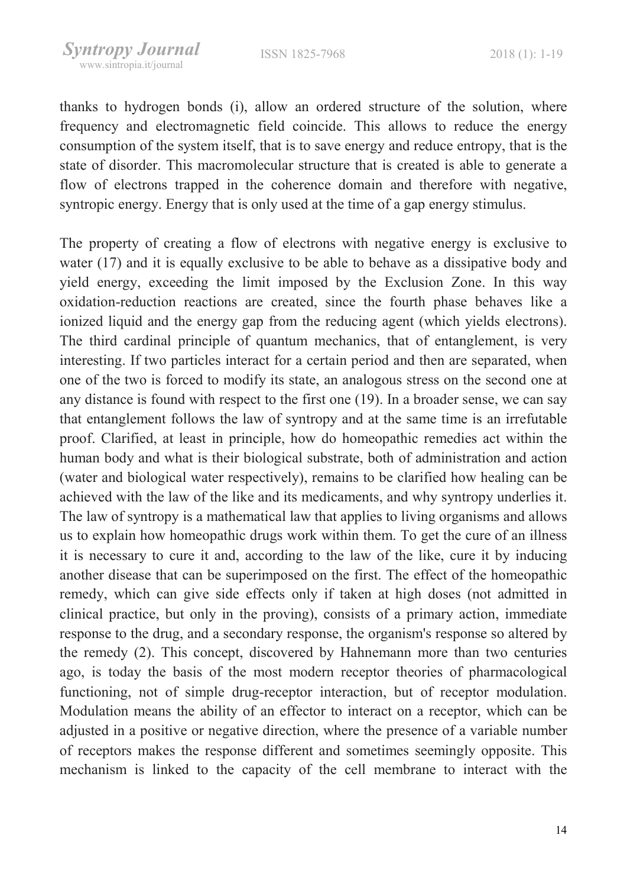thanks to hydrogen bonds (i), allow an ordered structure of the solution, where frequency and electromagnetic field coincide. This allows to reduce the energy consumption of the system itself, that is to save energy and reduce entropy, that is the state of disorder. This macromolecular structure that is created is able to generate a flow of electrons trapped in the coherence domain and therefore with negative, syntropic energy. Energy that is only used at the time of a gap energy stimulus.

The property of creating a flow of electrons with negative energy is exclusive to water (17) and it is equally exclusive to be able to behave as a dissipative body and yield energy, exceeding the limit imposed by the Exclusion Zone. In this way oxidation-reduction reactions are created, since the fourth phase behaves like a ionized liquid and the energy gap from the reducing agent (which yields electrons). The third cardinal principle of quantum mechanics, that of entanglement, is very interesting. If two particles interact for a certain period and then are separated, when one of the two is forced to modify its state, an analogous stress on the second one at any distance is found with respect to the first one (19). In a broader sense, we can say that entanglement follows the law of syntropy and at the same time is an irrefutable proof. Clarified, at least in principle, how do homeopathic remedies act within the human body and what is their biological substrate, both of administration and action (water and biological water respectively), remains to be clarified how healing can be achieved with the law of the like and its medicaments, and why syntropy underlies it. The law of syntropy is a mathematical law that applies to living organisms and allows us to explain how homeopathic drugs work within them. To get the cure of an illness it is necessary to cure it and, according to the law of the like, cure it by inducing another disease that can be superimposed on the first. The effect of the homeopathic remedy, which can give side effects only if taken at high doses (not admitted in clinical practice, but only in the proving), consists of a primary action, immediate response to the drug, and a secondary response, the organism's response so altered by the remedy (2). This concept, discovered by Hahnemann more than two centuries ago, is today the basis of the most modern receptor theories of pharmacological functioning, not of simple drug-receptor interaction, but of receptor modulation. Modulation means the ability of an effector to interact on a receptor, which can be adjusted in a positive or negative direction, where the presence of a variable number of receptors makes the response different and sometimes seemingly opposite. This mechanism is linked to the capacity of the cell membrane to interact with the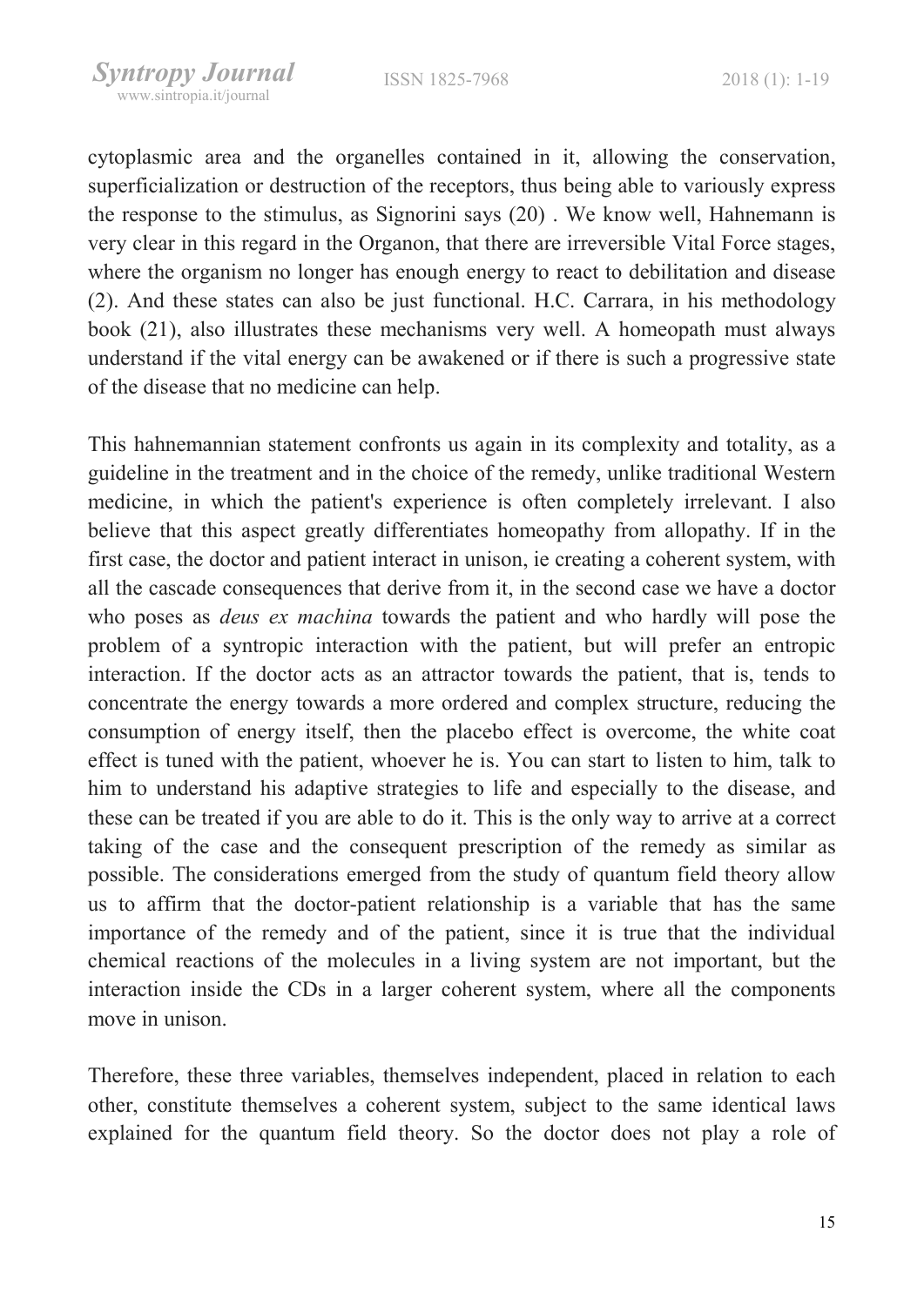cytoplasmic area and the organelles contained in it, allowing the conservation, superficialization or destruction of the receptors, thus being able to variously express the response to the stimulus, as Signorini says (20) . We know well, Hahnemann is very clear in this regard in the Organon, that there are irreversible Vital Force stages, where the organism no longer has enough energy to react to debilitation and disease (2). And these states can also be just functional. H.C. Carrara, in his methodology book (21), also illustrates these mechanisms very well. A homeopath must always understand if the vital energy can be awakened or if there is such a progressive state of the disease that no medicine can help.

This hahnemannian statement confronts us again in its complexity and totality, as a guideline in the treatment and in the choice of the remedy, unlike traditional Western medicine, in which the patient's experience is often completely irrelevant. I also believe that this aspect greatly differentiates homeopathy from allopathy. If in the first case, the doctor and patient interact in unison, ie creating a coherent system, with all the cascade consequences that derive from it, in the second case we have a doctor who poses as *deus ex machina* towards the patient and who hardly will pose the problem of a syntropic interaction with the patient, but will prefer an entropic interaction. If the doctor acts as an attractor towards the patient, that is, tends to concentrate the energy towards a more ordered and complex structure, reducing the consumption of energy itself, then the placebo effect is overcome, the white coat effect is tuned with the patient, whoever he is. You can start to listen to him, talk to him to understand his adaptive strategies to life and especially to the disease, and these can be treated if you are able to do it. This is the only way to arrive at a correct taking of the case and the consequent prescription of the remedy as similar as possible. The considerations emerged from the study of quantum field theory allow us to affirm that the doctor-patient relationship is a variable that has the same importance of the remedy and of the patient, since it is true that the individual chemical reactions of the molecules in a living system are not important, but the interaction inside the CDs in a larger coherent system, where all the components move in unison.

Therefore, these three variables, themselves independent, placed in relation to each other, constitute themselves a coherent system, subject to the same identical laws explained for the quantum field theory. So the doctor does not play a role of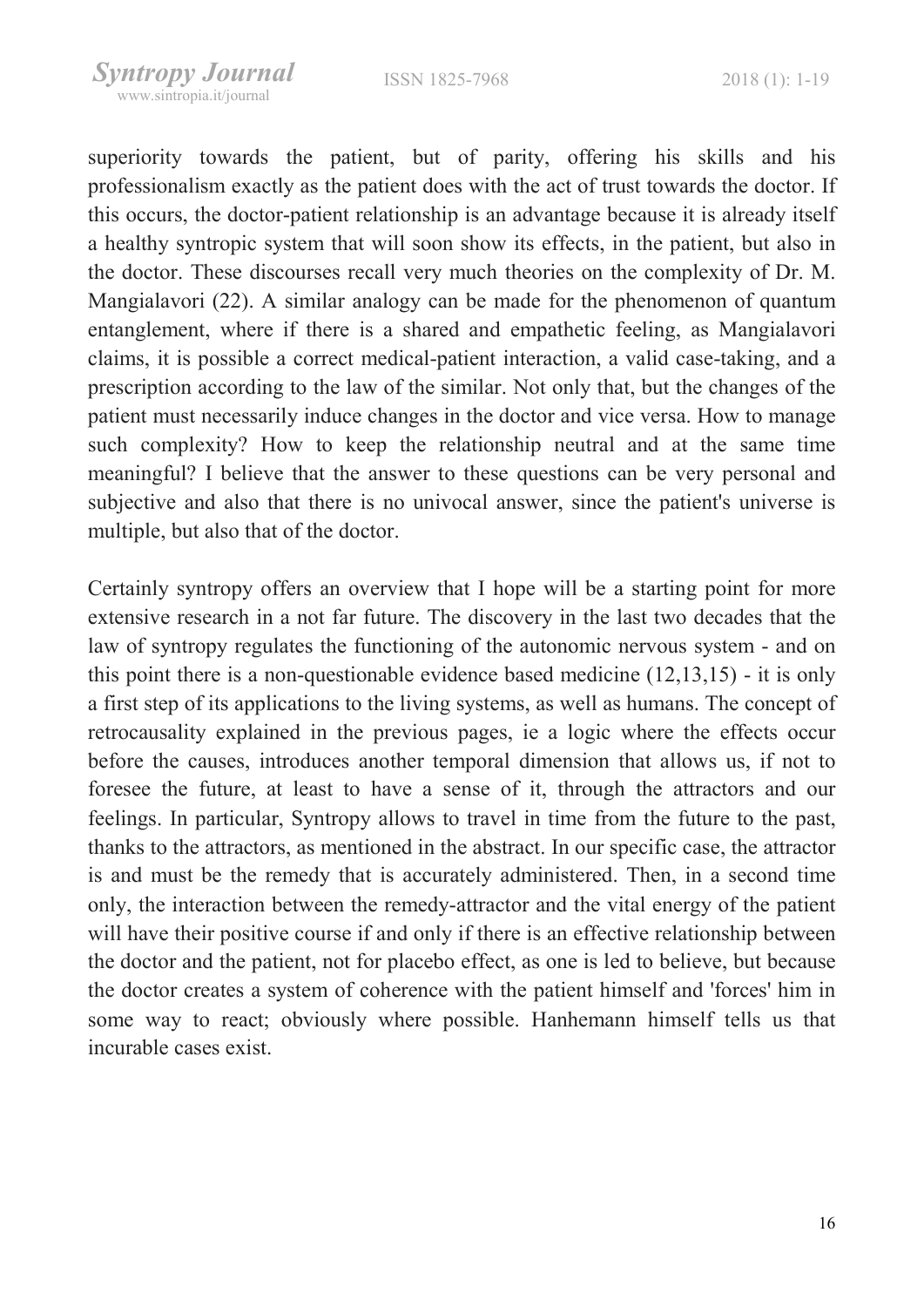superiority towards the patient, but of parity, offering his skills and his professionalism exactly as the patient does with the act of trust towards the doctor. If this occurs, the doctor-patient relationship is an advantage because it is already itself a healthy syntropic system that will soon show its effects, in the patient, but also in the doctor. These discourses recall very much theories on the complexity of Dr. M. Mangialavori (22). A similar analogy can be made for the phenomenon of quantum entanglement, where if there is a shared and empathetic feeling, as Mangialavori claims, it is possible a correct medical-patient interaction, a valid case-taking, and a prescription according to the law of the similar. Not only that, but the changes of the patient must necessarily induce changes in the doctor and vice versa. How to manage such complexity? How to keep the relationship neutral and at the same time meaningful? I believe that the answer to these questions can be very personal and subjective and also that there is no univocal answer, since the patient's universe is multiple, but also that of the doctor.

Certainly syntropy offers an overview that I hope will be a starting point for more extensive research in a not far future. The discovery in the last two decades that the law of syntropy regulates the functioning of the autonomic nervous system - and on this point there is a non-questionable evidence based medicine (12,13,15) - it is only a first step of its applications to the living systems, as well as humans. The concept of retrocausality explained in the previous pages, ie a logic where the effects occur before the causes, introduces another temporal dimension that allows us, if not to foresee the future, at least to have a sense of it, through the attractors and our feelings. In particular, Syntropy allows to travel in time from the future to the past, thanks to the attractors, as mentioned in the abstract. In our specific case, the attractor is and must be the remedy that is accurately administered. Then, in a second time only, the interaction between the remedy-attractor and the vital energy of the patient will have their positive course if and only if there is an effective relationship between the doctor and the patient, not for placebo effect, as one is led to believe, but because the doctor creates a system of coherence with the patient himself and 'forces' him in some way to react; obviously where possible. Hanhemann himself tells us that incurable cases exist.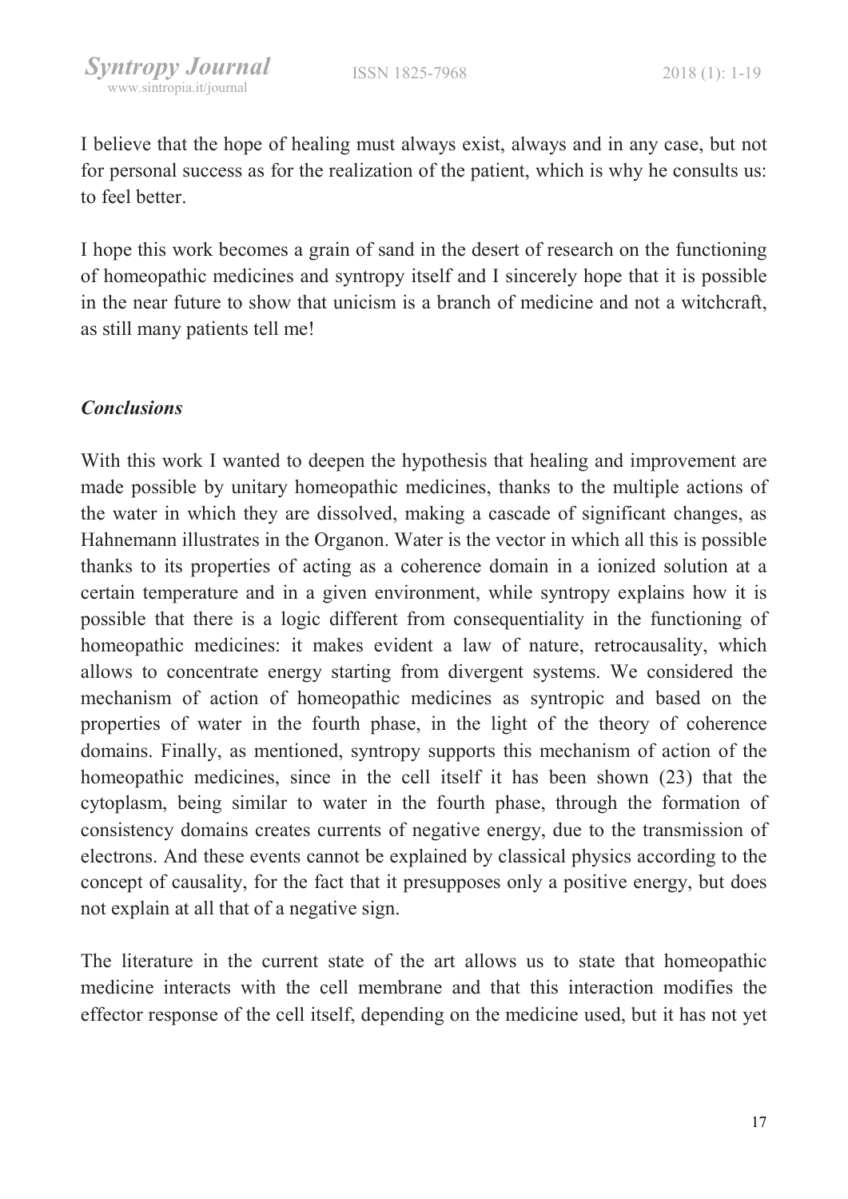I believe that the hope of healing must always exist, always and in any case, but not for personal success as for the realization of the patient, which is why he consults us: to feel better.

I hope this work becomes a grain of sand in the desert of research on the functioning of homeopathic medicines and syntropy itself and I sincerely hope that it is possible in the near future to show that unicism is a branch of medicine and not a witchcraft, as still many patients tell me!

## *Conclusions*

With this work I wanted to deepen the hypothesis that healing and improvement are made possible by unitary homeopathic medicines, thanks to the multiple actions of the water in which they are dissolved, making a cascade of significant changes, as Hahnemann illustrates in the Organon. Water is the vector in which all this is possible thanks to its properties of acting as a coherence domain in a ionized solution at a certain temperature and in a given environment, while syntropy explains how it is possible that there is a logic different from consequentiality in the functioning of homeopathic medicines: it makes evident a law of nature, retrocausality, which allows to concentrate energy starting from divergent systems. We considered the mechanism of action of homeopathic medicines as syntropic and based on the properties of water in the fourth phase, in the light of the theory of coherence domains. Finally, as mentioned, syntropy supports this mechanism of action of the homeopathic medicines, since in the cell itself it has been shown (23) that the cytoplasm, being similar to water in the fourth phase, through the formation of consistency domains creates currents of negative energy, due to the transmission of electrons. And these events cannot be explained by classical physics according to the concept of causality, for the fact that it presupposes only a positive energy, but does not explain at all that of a negative sign.

The literature in the current state of the art allows us to state that homeopathic medicine interacts with the cell membrane and that this interaction modifies the effector response of the cell itself, depending on the medicine used, but it has not yet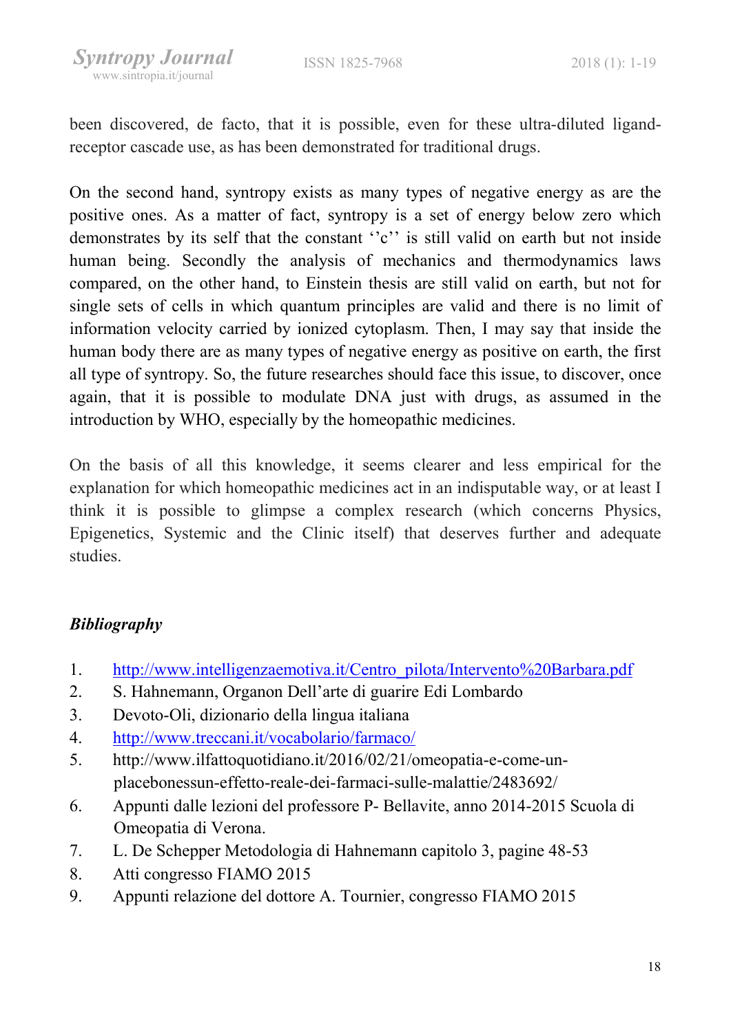been discovered, de facto, that it is possible, even for these ultra-diluted ligand-receptor cascade use, as has been demonstrated for traditional drugs.

On the second hand, syntropy exists as many types of negative energy as are the positive ones. As a matter of fact, syntropy is a set of energy below zero which demonstrates by its self that the constant ''c'' is still valid on earth but not inside human being. Secondly the analysis of mechanics and thermodynamics laws compared, on the other hand, to Einstein thesis are still valid on earth, but not for single sets of cells in which quantum principles are valid and there is no limit of information velocity carried by ionized cytoplasm. Then, I may say that inside the human body there are as many types of negative energy as positive on earth, the first all type of syntropy. So, the future researches should face this issue, to discover, once again, that it is possible to modulate DNA just with drugs, as assumed in the introduction by WHO, especially by the homeopathic medicines.

On the basis of all this knowledge, it seems clearer and less empirical for the explanation for which homeopathic medicines act in an indisputable way, or at least I think it is possible to glimpse a complex research (which concerns Physics, Epigenetics, Systemic and the Clinic itself) that deserves further and adequate studies.

### *Bibliography*

1. http://www.intelligenzaemotiva.it/Centro_pilota/Intervento%20Barbara.pdf
2. S. Hahnemann, Organon Dell'arte di guarire Edi Lombardo
3. Devoto-Oli, dizionario della lingua italiana
4. http://www.treccani.it/vocabolario/farmaco/
5. http://www.ilfattoquotidiano.it/2016/02/21/omeopatia-e-come-un-placebonessun-effetto-reale-dei-farmaci-sulle-malattie/2483692/
6. Appunti dalle lezioni del professore P- Bellavite, anno 2014-2015 Scuola di Omeopatia di Verona.
7. L. De Schepper Metodologia di Hahnemann capitolo 3, pagine 48-53
8. Atti congresso FIAMO 2015
9. Appunti relazione del dottore A. Tournier, congresso FIAMO 2015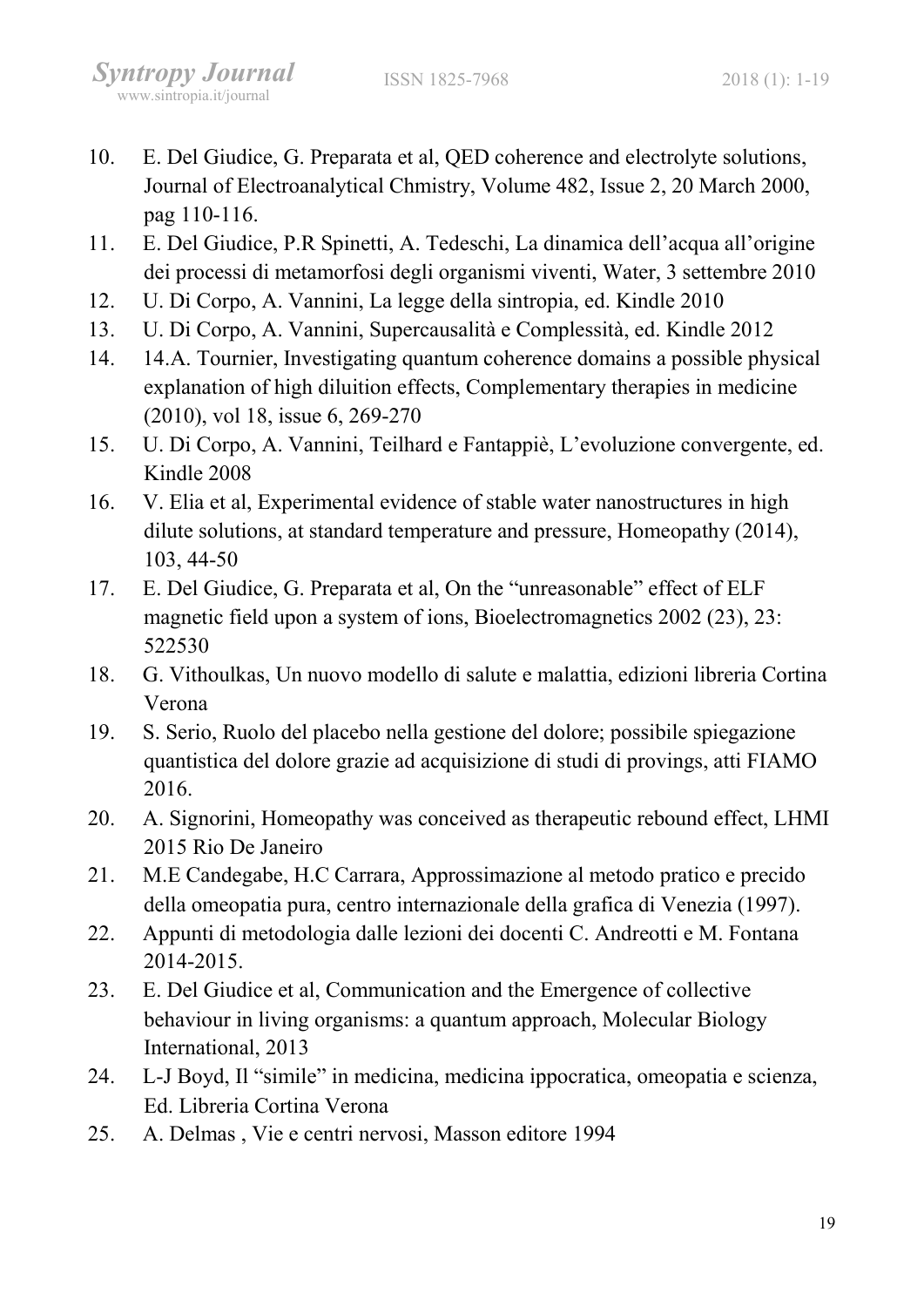10. E. Del Giudice, G. Preparata et al, QED coherence and electrolyte solutions, Journal of Electroanalytical Chmistry, Volume 482, Issue 2, 20 March 2000, pag 110-116.
11. E. Del Giudice, P.R Spinetti, A. Tedeschi, La dinamica dell'acqua all'origine dei processi di metamorfosi degli organismi viventi, Water, 3 settembre 2010
12. U. Di Corpo, A. Vannini, La legge della sintropia, ed. Kindle 2010
13. U. Di Corpo, A. Vannini, Supercausalità e Complessità, ed. Kindle 2012
14. 14.A. Tournier, Investigating quantum coherence domains a possible physical explanation of high diluition effects, Complementary therapies in medicine (2010), vol 18, issue 6, 269-270
15. U. Di Corpo, A. Vannini, Teilhard e Fantappiè, L'evoluzione convergente, ed. Kindle 2008
16. V. Elia et al, Experimental evidence of stable water nanostructures in high dilute solutions, at standard temperature and pressure, Homeopathy (2014), 103, 44-50
17. E. Del Giudice, G. Preparata et al, On the "unreasonable" effect of ELF magnetic field upon a system of ions, Bioelectromagnetics 2002 (23), 23: 522530
18. G. Vithoulkas, Un nuovo modello di salute e malattia, edizioni libreria Cortina Verona
19. S. Serio, Ruolo del placebo nella gestione del dolore; possibile spiegazione quantistica del dolore grazie ad acquisizione di studi di provings, atti FIAMO 2016.
20. A. Signorini, Homeopathy was conceived as therapeutic rebound effect, LHMI 2015 Rio De Janeiro
21. M.E Candegabe, H.C Carrara, Approssimazione al metodo pratico e precido della omeopatia pura, centro internazionale della grafica di Venezia (1997).
22. Appunti di metodologia dalle lezioni dei docenti C. Andreotti e M. Fontana 2014-2015.
23. E. Del Giudice et al, Communication and the Emergence of collective behaviour in living organisms: a quantum approach, Molecular Biology International, 2013
24. L-J Boyd, Il "simile" in medicina, medicina ippocratica, omeopatia e scienza, Ed. Libreria Cortina Verona
25. A. Delmas , Vie e centri nervosi, Masson editore 1994